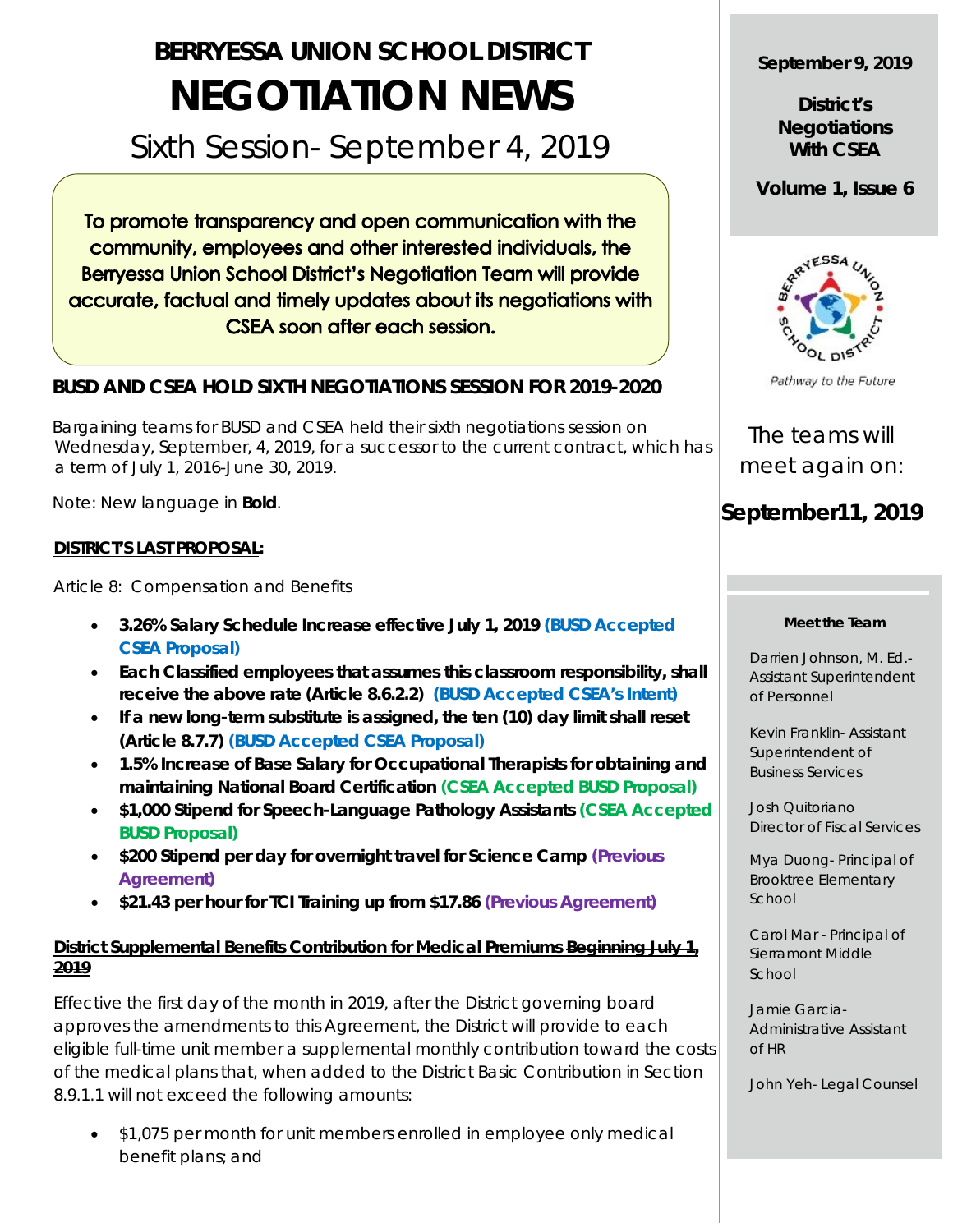# BERRYESSA UNION SCHOOL DISTRICT

# NEGOTIATION NEWS

## Sixth Session- September 4, 2019

To promote transparency and open communication with the community, employees and other interested individuals, the Berryessa Union School District's Negotiation Team will provide accurate, factual and timely updates about its negotiations with CSEA soon after each session.

### BUSD AND CSEA HOLD SIXTH NEGOTIATIONS SESSION FOR 2019-2020

Bargaining teams for BUSD and CSEA held their sixth negotiations session on Wednesday, September, 4, 2019, for a successor to the current contract, which has a term of July 1, 2016-June 30, 2019.

Note: New language in **Bold**.

**DISTRICT'S LAST PROPOSAL:**

Article 8: Compensation and Benefits

- **3.26% Salary Schedule Increase effective July 1, 2019 (BUSD Accepted CSEA Proposal)**
- **Each Classified employees that assumes this classroom responsibility, shall receive the above rate (Article 8.6.2.2) (BUSD Accepted CSEA's Intent)**
- **If a new long-term substitute is assigned, the ten (10) day limit shall reset (Article 8.7.7) (BUSD Accepted CSEA Proposal)**
- **1.5% Increase of Base Salary for Occupational Therapists for obtaining and maintaining National Board Certification (CSEA Accepted BUSD Proposal)**
- **$1,000 Stipend for Speech-Language Pathology Assistants (CSEA Accepted BUSD Proposal)**
- **$200 Stipend per day for overnight travel for Science Camp (Previous Agreement)**
- **$21.43 per hour for TCI Training up from $17.86 (Previous Agreement)**

**District Supplemental Benefits Contribution for Medical Premiums ~~Beginning July 1, 2019~~**

Effective the first day of the month in 2019, after the District governing board approves the amendments to this Agreement, the District will provide to each eligible full-time unit member a supplemental monthly contribution toward the costs of the medical plans that, when added to the District Basic Contribution in Section 8.9.1.1 will not exceed the following amounts:

- $1,075 per month for unit members enrolled in employee only medical benefit plans; and

September 9, 2019

**District's Negotiations With CSEA**

**Volume 1, Issue 6**

Pathway to the Future

The teams will meet again on:

**September11, 2019**

**Meet the Team**

Darrien Johnson, M. Ed.- Assistant Superintendent of Personnel

Kevin Franklin- Assistant Superintendent of Business Services

Josh Quitoriano Director of Fiscal Services

Mya Duong- Principal of Brooktree Elementary School

Carol Mar - Principal of Sierramont Middle School

Jamie Garcia- Administrative Assistant of HR

John Yeh- Legal Counsel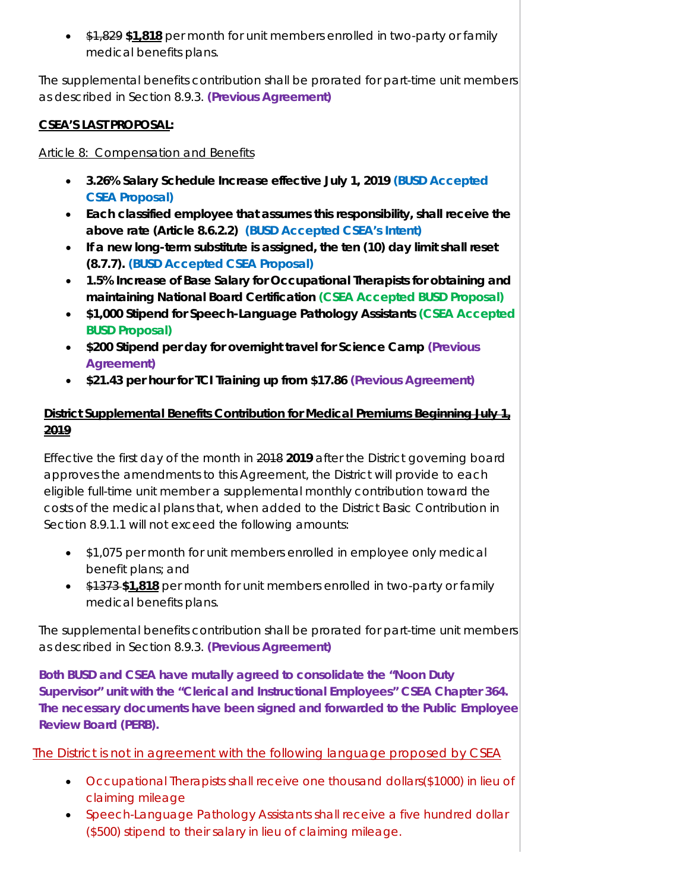- ~~$1,829~~ **$1,818** per month for unit members enrolled in two-party or family medical benefits plans.

The supplemental benefits contribution shall be prorated for part-time unit members as described in Section 8.9.3. **(Previous Agreement)**

**CSEA'S LAST PROPOSAL:**

Article 8: Compensation and Benefits

- **3.26% Salary Schedule Increase effective July 1, 2019 (BUSD Accepted CSEA Proposal)**
- **Each classified employee that assumes this responsibility, shall receive the above rate (Article 8.6.2.2) (BUSD Accepted CSEA's Intent)**
- **If a new long-term substitute is assigned, the ten (10) day limit shall reset (8.7.7). (BUSD Accepted CSEA Proposal)**
- **1.5% Increase of Base Salary for Occupational Therapists for obtaining and maintaining National Board Certification (CSEA Accepted BUSD Proposal)**
- **$1,000 Stipend for Speech-Language Pathology Assistants (CSEA Accepted BUSD Proposal)**
- **$200 Stipend per day for overnight travel for Science Camp (Previous Agreement)**
- **$21.43 per hour for TCI Training up from $17.86 (Previous Agreement)**

**District Supplemental Benefits Contribution for Medical Premiums ~~Beginning July 1, 2019~~**

Effective the first day of the month in ~~2018~~ **2019** after the District governing board approves the amendments to this Agreement, the District will provide to each eligible full-time unit member a supplemental monthly contribution toward the costs of the medical plans that, when added to the District Basic Contribution in Section 8.9.1.1 will not exceed the following amounts:

- $1,075 per month for unit members enrolled in employee only medical benefit plans; and
- ~~$1373~~ **$1,818** per month for unit members enrolled in two-party or family medical benefits plans.

The supplemental benefits contribution shall be prorated for part-time unit members as described in Section 8.9.3. **(Previous Agreement)**

**Both BUSD and CSEA have mutally agreed to consolidate the "Noon Duty Supervisor" unit with the "Clerical and Instructional Employees" CSEA Chapter 364. The necessary documents have been signed and forwarded to the Public Employee Review Board (PERB).**

The District is not in agreement with the following language proposed by CSEA

- Occupational Therapists shall receive one thousand dollars($1000) in lieu of claiming mileage
- Speech-Language Pathology Assistants shall receive a five hundred dollar ($500) stipend to their salary in lieu of claiming mileage.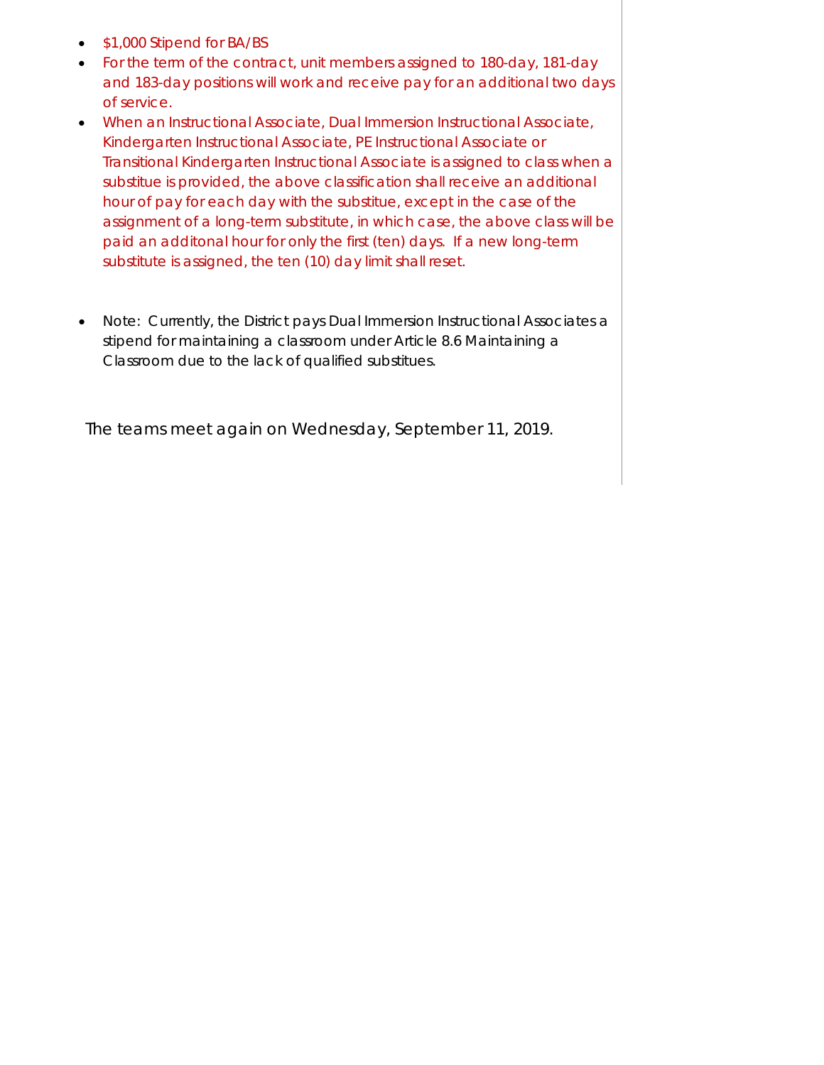- $1,000 Stipend for BA/BS
- For the term of the contract, unit members assigned to 180-day, 181-day and 183-day positions will work and receive pay for an additional two days of service.
- When an Instructional Associate, Dual Immersion Instructional Associate, Kindergarten Instructional Associate, PE Instructional Associate or Transitional Kindergarten Instructional Associate is assigned to class when a substitue is provided, the above classification shall receive an additional hour of pay for each day with the substitue, except in the case of the assignment of a long-term substitute, in which case, the above class will be paid an additonal hour for only the first (ten) days. If a new long-term substitute is assigned, the ten (10) day limit shall reset.

- Note: Currently, the District pays Dual Immersion Instructional Associates a stipend for maintaining a classroom under Article 8.6 Maintaining a Classroom due to the lack of qualified substitues.

The teams meet again on Wednesday, September 11, 2019.